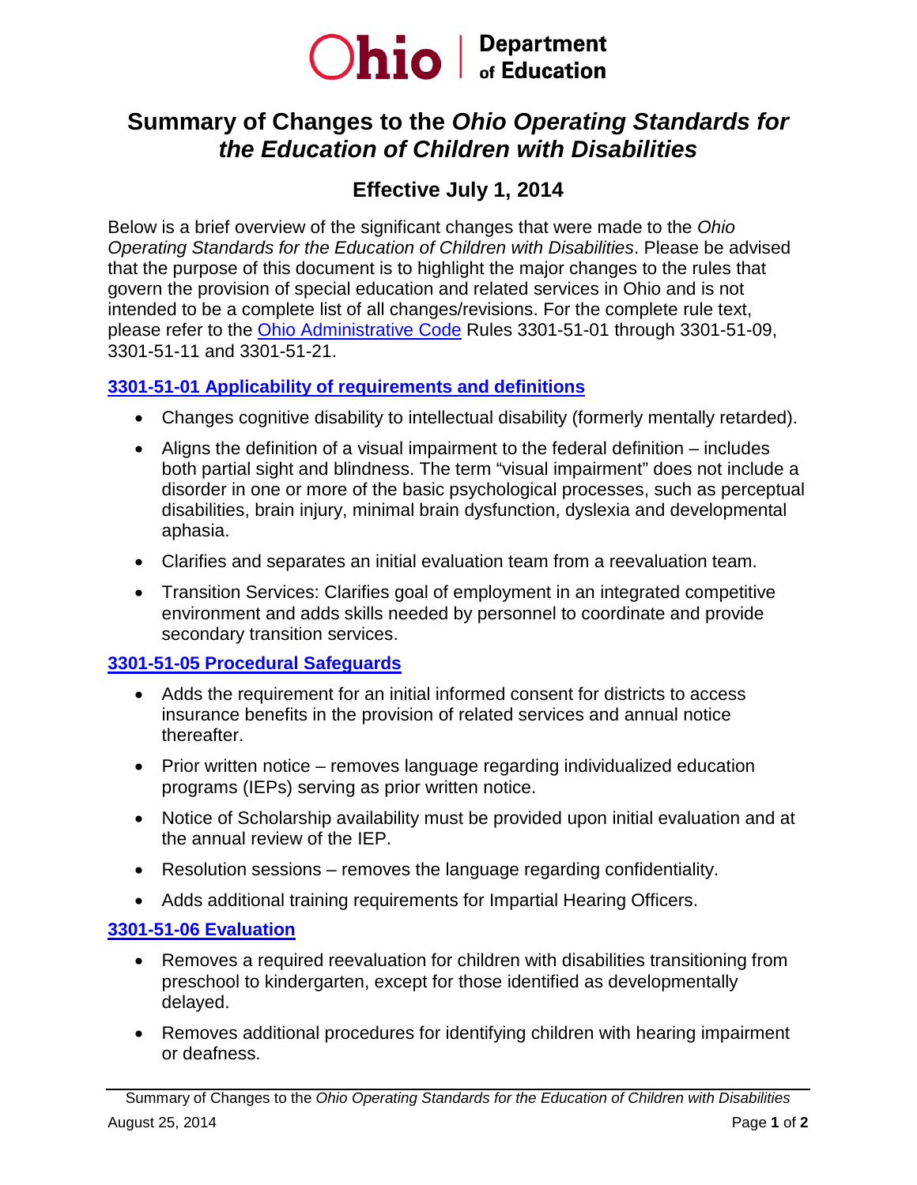Ohio | Department of Education

# Summary of Changes to the *Ohio Operating Standards for the Education of Children with Disabilities*

## Effective July 1, 2014

Below is a brief overview of the significant changes that were made to the *Ohio Operating Standards for the Education of Children with Disabilities*. Please be advised that the purpose of this document is to highlight the major changes to the rules that govern the provision of special education and related services in Ohio and is not intended to be a complete list of all changes/revisions. For the complete rule text, please refer to the Ohio Administrative Code Rules 3301-51-01 through 3301-51-09, 3301-51-11 and 3301-51-21.

### 3301-51-01 Applicability of requirements and definitions

- Changes cognitive disability to intellectual disability (formerly mentally retarded).
- Aligns the definition of a visual impairment to the federal definition – includes both partial sight and blindness. The term "visual impairment" does not include a disorder in one or more of the basic psychological processes, such as perceptual disabilities, brain injury, minimal brain dysfunction, dyslexia and developmental aphasia.
- Clarifies and separates an initial evaluation team from a reevaluation team.
- Transition Services: Clarifies goal of employment in an integrated competitive environment and adds skills needed by personnel to coordinate and provide secondary transition services.

### 3301-51-05 Procedural Safeguards

- Adds the requirement for an initial informed consent for districts to access insurance benefits in the provision of related services and annual notice thereafter.
- Prior written notice – removes language regarding individualized education programs (IEPs) serving as prior written notice.
- Notice of Scholarship availability must be provided upon initial evaluation and at the annual review of the IEP.
- Resolution sessions – removes the language regarding confidentiality.
- Adds additional training requirements for Impartial Hearing Officers.

### 3301-51-06 Evaluation

- Removes a required reevaluation for children with disabilities transitioning from preschool to kindergarten, except for those identified as developmentally delayed.
- Removes additional procedures for identifying children with hearing impairment or deafness.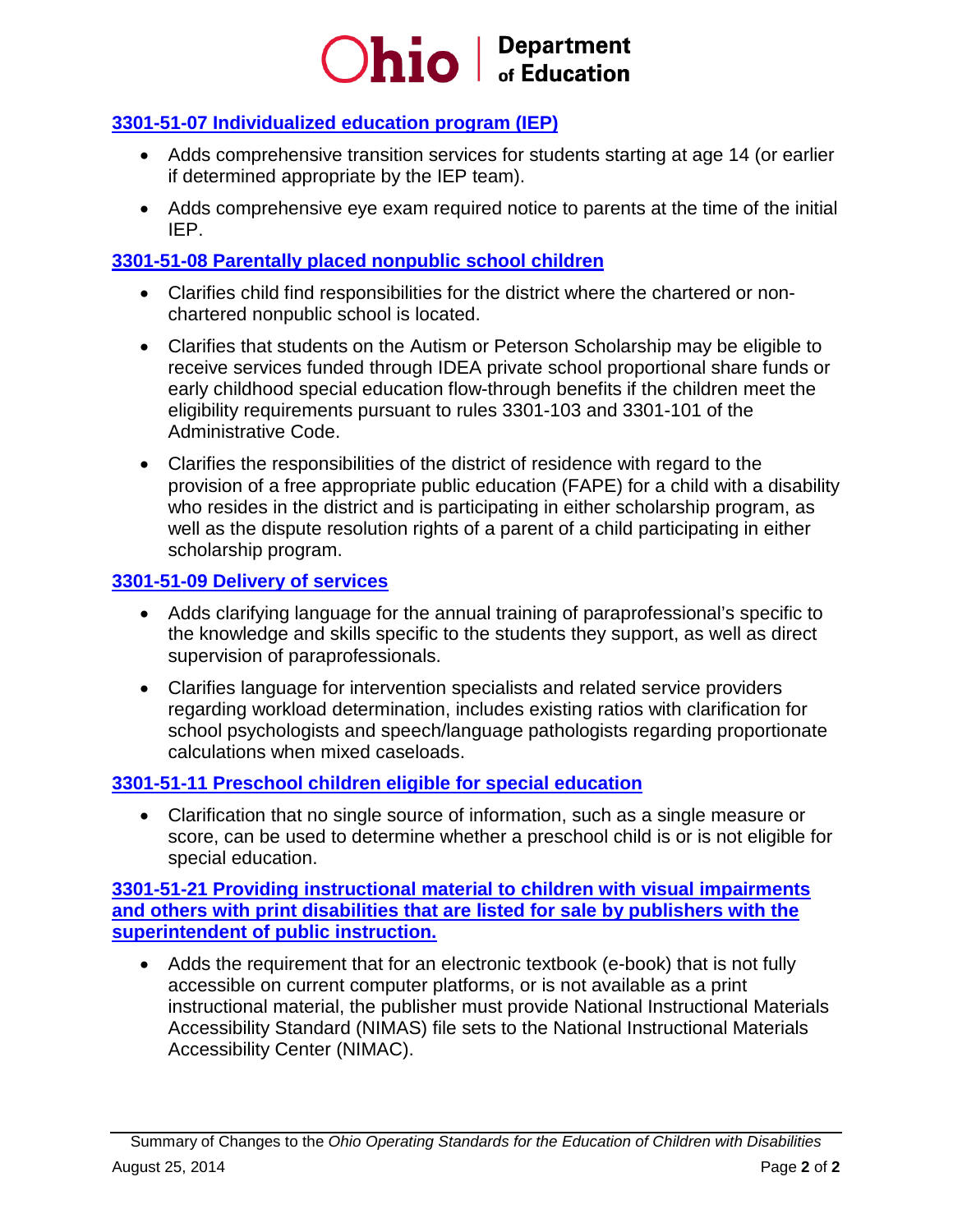## 3301-51-07 Individualized education program (IEP)

- Adds comprehensive transition services for students starting at age 14 (or earlier if determined appropriate by the IEP team).
- Adds comprehensive eye exam required notice to parents at the time of the initial IEP.

## 3301-51-08 Parentally placed nonpublic school children

- Clarifies child find responsibilities for the district where the chartered or non-chartered nonpublic school is located.
- Clarifies that students on the Autism or Peterson Scholarship may be eligible to receive services funded through IDEA private school proportional share funds or early childhood special education flow-through benefits if the children meet the eligibility requirements pursuant to rules 3301-103 and 3301-101 of the Administrative Code.
- Clarifies the responsibilities of the district of residence with regard to the provision of a free appropriate public education (FAPE) for a child with a disability who resides in the district and is participating in either scholarship program, as well as the dispute resolution rights of a parent of a child participating in either scholarship program.

## 3301-51-09 Delivery of services

- Adds clarifying language for the annual training of paraprofessional's specific to the knowledge and skills specific to the students they support, as well as direct supervision of paraprofessionals.
- Clarifies language for intervention specialists and related service providers regarding workload determination, includes existing ratios with clarification for school psychologists and speech/language pathologists regarding proportionate calculations when mixed caseloads.

## 3301-51-11 Preschool children eligible for special education

- Clarification that no single source of information, such as a single measure or score, can be used to determine whether a preschool child is or is not eligible for special education.

## 3301-51-21 Providing instructional material to children with visual impairments and others with print disabilities that are listed for sale by publishers with the superintendent of public instruction.

- Adds the requirement that for an electronic textbook (e-book) that is not fully accessible on current computer platforms, or is not available as a print instructional material, the publisher must provide National Instructional Materials Accessibility Standard (NIMAS) file sets to the National Instructional Materials Accessibility Center (NIMAC).